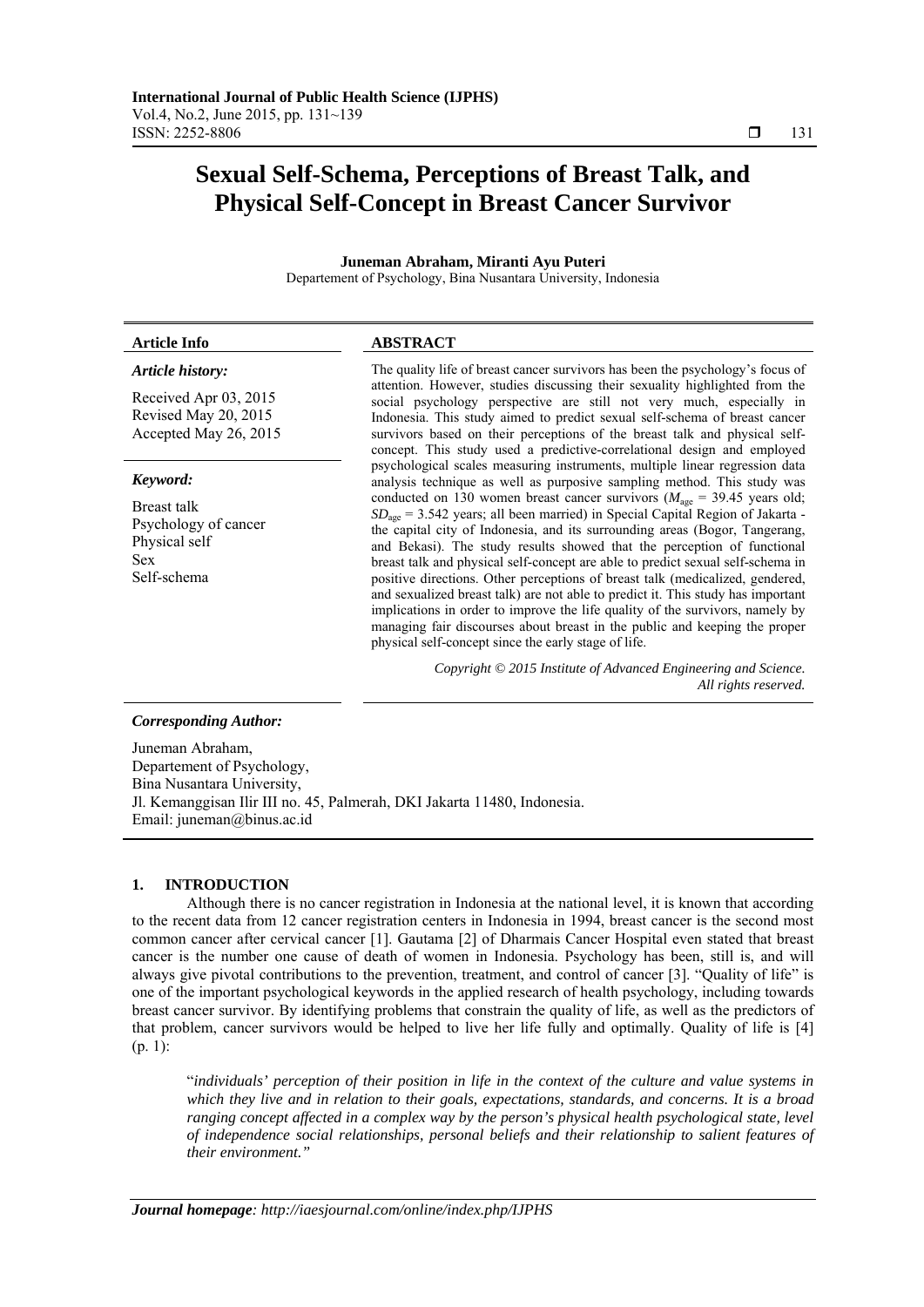# Sexual Self-Schema, Perceptions of Breast Talk, and Physical Self-Concept in Breast Cancer Survivor

**Juneman Abraham, Miranti Ayu Puteri**

Departement of Psychology, Bina Nusantara University, Indonesia

| **Article Info** | **ABSTRACT** |
|---|---|
| ***Article history:***<br><br>Received Apr 03, 2015<br>Revised May 20, 2015<br>Accepted May 26, 2015<br><br>***Keyword:***<br><br>Breast talk<br>Psychology of cancer<br>Physical self<br>Sex<br>Self-schema | The quality life of breast cancer survivors has been the psychology's focus of attention. However, studies discussing their sexuality highlighted from the social psychology perspective are still not very much, especially in Indonesia. This study aimed to predict sexual self-schema of breast cancer survivors based on their perceptions of the breast talk and physical self-concept. This study used a predictive-correlational design and employed psychological scales measuring instruments, multiple linear regression data analysis technique as well as purposive sampling method. This study was conducted on 130 women breast cancer survivors ($M_{age}$ = 39.45 years old; $SD_{age}$ = 3.542 years; all been married) in Special Capital Region of Jakarta - the capital city of Indonesia, and its surrounding areas (Bogor, Tangerang, and Bekasi). The study results showed that the perception of functional breast talk and physical self-concept are able to predict sexual self-schema in positive directions. Other perceptions of breast talk (medicalized, gendered, and sexualized breast talk) are not able to predict it. This study has important implications in order to improve the life quality of the survivors, namely by managing fair discourses about breast in the public and keeping the proper physical self-concept since the early stage of life.<br><br>*Copyright © 2015 Institute of Advanced Engineering and Science. All rights reserved.* |

***Corresponding Author:***

Juneman Abraham,
Departement of Psychology,
Bina Nusantara University,
Jl. Kemanggisan Ilir III no. 45, Palmerah, DKI Jakarta 11480, Indonesia.
Email: juneman@binus.ac.id

## 1. INTRODUCTION

Although there is no cancer registration in Indonesia at the national level, it is known that according to the recent data from 12 cancer registration centers in Indonesia in 1994, breast cancer is the second most common cancer after cervical cancer [1]. Gautama [2] of Dharmais Cancer Hospital even stated that breast cancer is the number one cause of death of women in Indonesia. Psychology has been, still is, and will always give pivotal contributions to the prevention, treatment, and control of cancer [3]. "Quality of life" is one of the important psychological keywords in the applied research of health psychology, including towards breast cancer survivor. By identifying problems that constrain the quality of life, as well as the predictors of that problem, cancer survivors would be helped to live her life fully and optimally. Quality of life is [4] (p. 1):

> "*individuals' perception of their position in life in the context of the culture and value systems in which they live and in relation to their goals, expectations, standards, and concerns. It is a broad ranging concept affected in a complex way by the person's physical health psychological state, level of independence social relationships, personal beliefs and their relationship to salient features of their environment.*"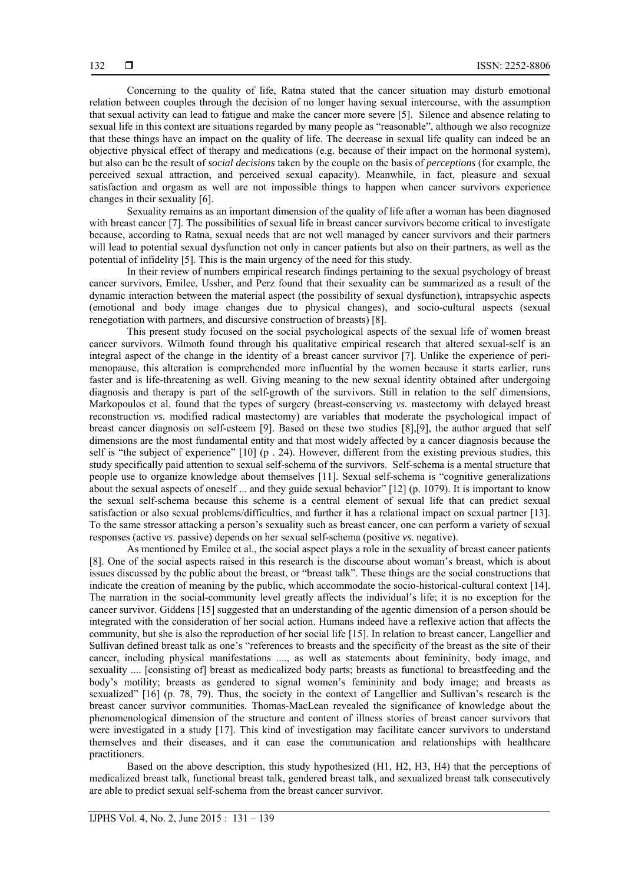Concerning to the quality of life, Ratna stated that the cancer situation may disturb emotional relation between couples through the decision of no longer having sexual intercourse, with the assumption that sexual activity can lead to fatigue and make the cancer more severe [5]. Silence and absence relating to sexual life in this context are situations regarded by many people as "reasonable", although we also recognize that these things have an impact on the quality of life. The decrease in sexual life quality can indeed be an objective physical effect of therapy and medications (e.g. because of their impact on the hormonal system), but also can be the result of *social decisions* taken by the couple on the basis of *perceptions* (for example, the perceived sexual attraction, and perceived sexual capacity). Meanwhile, in fact, pleasure and sexual satisfaction and orgasm as well are not impossible things to happen when cancer survivors experience changes in their sexuality [6].

Sexuality remains as an important dimension of the quality of life after a woman has been diagnosed with breast cancer [7]. The possibilities of sexual life in breast cancer survivors become critical to investigate because, according to Ratna, sexual needs that are not well managed by cancer survivors and their partners will lead to potential sexual dysfunction not only in cancer patients but also on their partners, as well as the potential of infidelity [5]. This is the main urgency of the need for this study.

In their review of numbers empirical research findings pertaining to the sexual psychology of breast cancer survivors, Emilee, Ussher, and Perz found that their sexuality can be summarized as a result of the dynamic interaction between the material aspect (the possibility of sexual dysfunction), intrapsychic aspects (emotional and body image changes due to physical changes), and socio-cultural aspects (sexual renegotiation with partners, and discursive construction of breasts) [8].

This present study focused on the social psychological aspects of the sexual life of women breast cancer survivors. Wilmoth found through his qualitative empirical research that altered sexual-self is an integral aspect of the change in the identity of a breast cancer survivor [7]. Unlike the experience of peri-menopause, this alteration is comprehended more influential by the women because it starts earlier, runs faster and is life-threatening as well. Giving meaning to the new sexual identity obtained after undergoing diagnosis and therapy is part of the self-growth of the survivors. Still in relation to the self dimensions, Markopoulos et al. found that the types of surgery (breast-conserving *vs.* mastectomy with delayed breast reconstruction *vs.* modified radical mastectomy) are variables that moderate the psychological impact of breast cancer diagnosis on self-esteem [9]. Based on these two studies [8],[9], the author argued that self dimensions are the most fundamental entity and that most widely affected by a cancer diagnosis because the self is "the subject of experience" [10] (p . 24). However, different from the existing previous studies, this study specifically paid attention to sexual self-schema of the survivors. Self-schema is a mental structure that people use to organize knowledge about themselves [11]. Sexual self-schema is "cognitive generalizations about the sexual aspects of oneself ... and they guide sexual behavior" [12] (p. 1079). It is important to know the sexual self-schema because this scheme is a central element of sexual life that can predict sexual satisfaction or also sexual problems/difficulties, and further it has a relational impact on sexual partner [13]. To the same stressor attacking a person's sexuality such as breast cancer, one can perform a variety of sexual responses (active *vs*. passive) depends on her sexual self-schema (positive *vs*. negative).

As mentioned by Emilee et al., the social aspect plays a role in the sexuality of breast cancer patients [8]. One of the social aspects raised in this research is the discourse about woman's breast, which is about issues discussed by the public about the breast, or "breast talk". These things are the social constructions that indicate the creation of meaning by the public, which accommodate the socio-historical-cultural context [14]. The narration in the social-community level greatly affects the individual's life; it is no exception for the cancer survivor. Giddens [15] suggested that an understanding of the agentic dimension of a person should be integrated with the consideration of her social action. Humans indeed have a reflexive action that affects the community, but she is also the reproduction of her social life [15]. In relation to breast cancer, Langellier and Sullivan defined breast talk as one's "references to breasts and the specificity of the breast as the site of their cancer, including physical manifestations ...., as well as statements about femininity, body image, and sexuality .... [consisting of] breast as medicalized body parts; breasts as functional to breastfeeding and the body's motility; breasts as gendered to signal women's femininity and body image; and breasts as sexualized" [16] (p. 78, 79). Thus, the society in the context of Langellier and Sullivan's research is the breast cancer survivor communities. Thomas-MacLean revealed the significance of knowledge about the phenomenological dimension of the structure and content of illness stories of breast cancer survivors that were investigated in a study [17]. This kind of investigation may facilitate cancer survivors to understand themselves and their diseases, and it can ease the communication and relationships with healthcare practitioners.

Based on the above description, this study hypothesized (H1, H2, H3, H4) that the perceptions of medicalized breast talk, functional breast talk, gendered breast talk, and sexualized breast talk consecutively are able to predict sexual self-schema from the breast cancer survivor.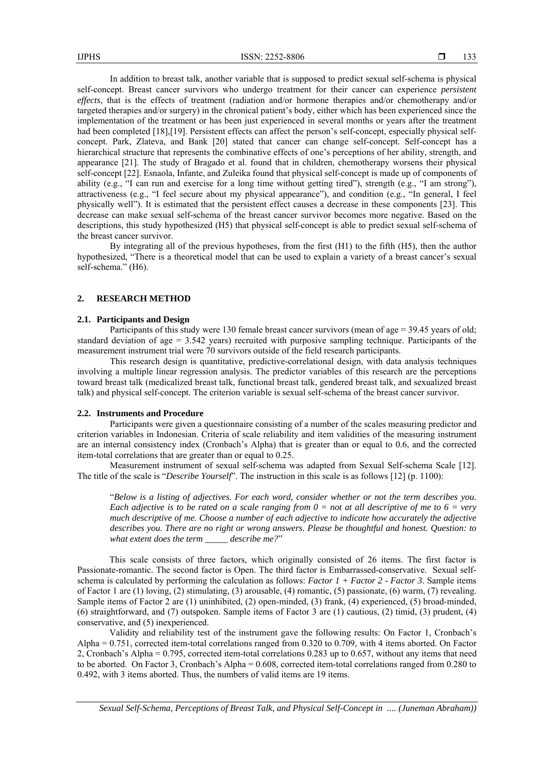In addition to breast talk, another variable that is supposed to predict sexual self-schema is physical self-concept. Breast cancer survivors who undergo treatment for their cancer can experience *persistent effects*, that is the effects of treatment (radiation and/or hormone therapies and/or chemotherapy and/or targeted therapies and/or surgery) in the chronical patient's body, either which has been experienced since the implementation of the treatment or has been just experienced in several months or years after the treatment had been completed [18],[19]. Persistent effects can affect the person's self-concept, especially physical self-concept. Park, Zlateva, and Bank [20] stated that cancer can change self-concept. Self-concept has a hierarchical structure that represents the combinative effects of one's perceptions of her ability, strength, and appearance [21]. The study of Bragado et al. found that in children, chemotherapy worsens their physical self-concept [22]. Esnaola, Infante, and Zuleika found that physical self-concept is made up of components of ability (e.g., "I can run and exercise for a long time without getting tired"), strength (e.g., "I am strong"), attractiveness (e.g., "I feel secure about my physical appearance"), and condition (e.g., "In general, I feel physically well"). It is estimated that the persistent effect causes a decrease in these components [23]. This decrease can make sexual self-schema of the breast cancer survivor becomes more negative. Based on the descriptions, this study hypothesized (H5) that physical self-concept is able to predict sexual self-schema of the breast cancer survivor.

By integrating all of the previous hypotheses, from the first (H1) to the fifth (H5), then the author hypothesized, "There is a theoretical model that can be used to explain a variety of a breast cancer's sexual self-schema." (H6).

## 2. RESEARCH METHOD

### 2.1. Participants and Design

Participants of this study were 130 female breast cancer survivors (mean of age = 39.45 years of old; standard deviation of age = 3.542 years) recruited with purposive sampling technique. Participants of the measurement instrument trial were 70 survivors outside of the field research participants.

This research design is quantitative, predictive-correlational design, with data analysis techniques involving a multiple linear regression analysis. The predictor variables of this research are the perceptions toward breast talk (medicalized breast talk, functional breast talk, gendered breast talk, and sexualized breast talk) and physical self-concept. The criterion variable is sexual self-schema of the breast cancer survivor.

### 2.2. Instruments and Procedure

Participants were given a questionnaire consisting of a number of the scales measuring predictor and criterion variables in Indonesian. Criteria of scale reliability and item validities of the measuring instrument are an internal consistency index (Cronbach's Alpha) that is greater than or equal to 0.6, and the corrected item-total correlations that are greater than or equal to 0.25.

Measurement instrument of sexual self-schema was adapted from Sexual Self-schema Scale [12]. The title of the scale is "*Describe Yourself*". The instruction in this scale is as follows [12] (p. 1100):

> "*Below is a listing of adjectives. For each word, consider whether or not the term describes you. Each adjective is to be rated on a scale ranging from 0 = not at all descriptive of me to 6 = very much descriptive of me. Choose a number of each adjective to indicate how accurately the adjective describes you. There are no right or wrong answers. Please be thoughtful and honest. Question: to what extent does the term _____ describe me?*"

This scale consists of three factors, which originally consisted of 26 items. The first factor is Passionate-romantic. The second factor is Open. The third factor is Embarrassed-conservative. Sexual self-schema is calculated by performing the calculation as follows: *Factor 1 + Factor 2 - Factor 3*. Sample items of Factor 1 are (1) loving, (2) stimulating, (3) arousable, (4) romantic, (5) passionate, (6) warm, (7) revealing. Sample items of Factor 2 are (1) uninhibited, (2) open-minded, (3) frank, (4) experienced, (5) broad-minded, (6) straightforward, and (7) outspoken. Sample items of Factor 3 are (1) cautious, (2) timid, (3) prudent, (4) conservative, and (5) inexperienced.

Validity and reliability test of the instrument gave the following results: On Factor 1, Cronbach's Alpha = 0.751, corrected item-total correlations ranged from 0.320 to 0.709, with 4 items aborted. On Factor 2, Cronbach's Alpha = 0.795, corrected item-total correlations 0.283 up to 0.657, without any items that need to be aborted. On Factor 3, Cronbach's Alpha = 0.608, corrected item-total correlations ranged from 0.280 to 0.492, with 3 items aborted. Thus, the numbers of valid items are 19 items.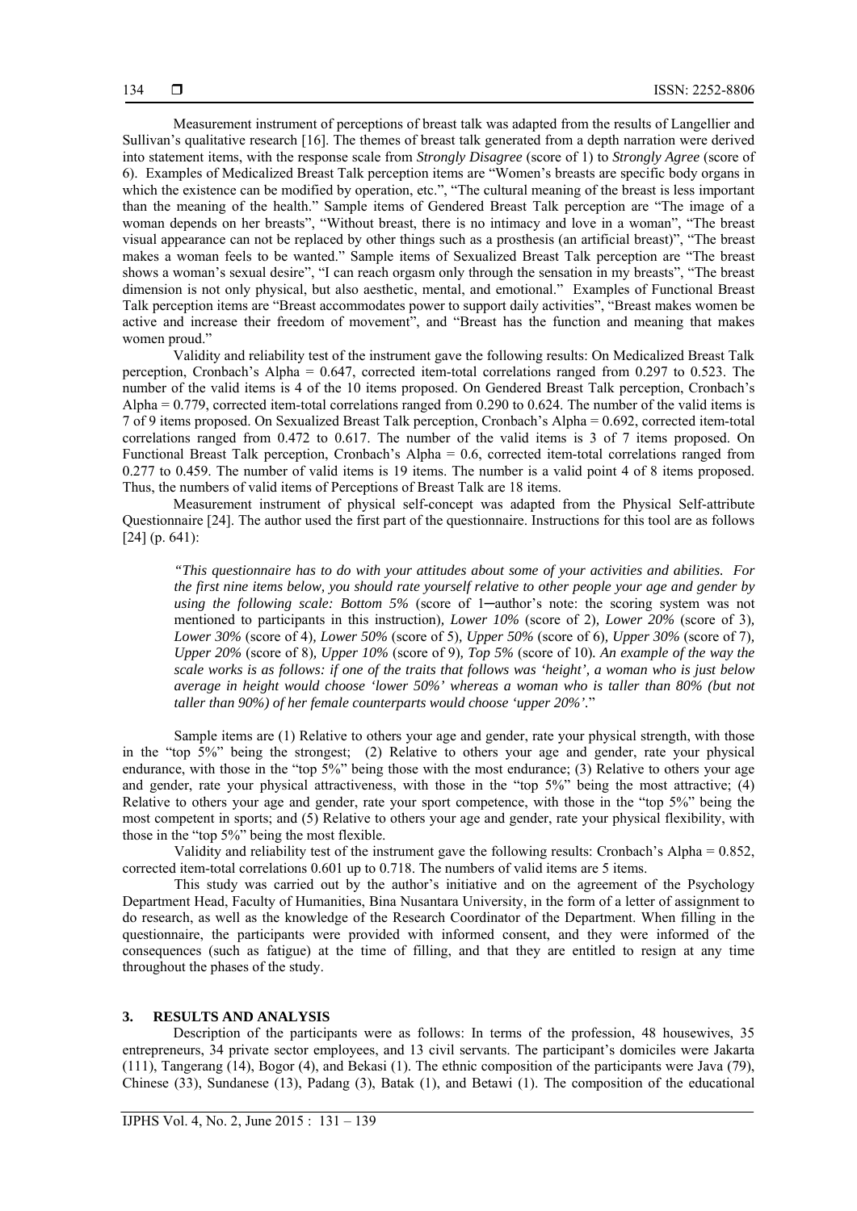Measurement instrument of perceptions of breast talk was adapted from the results of Langellier and Sullivan's qualitative research [16]. The themes of breast talk generated from a depth narration were derived into statement items, with the response scale from *Strongly Disagree* (score of 1) to *Strongly Agree* (score of 6). Examples of Medicalized Breast Talk perception items are "Women's breasts are specific body organs in which the existence can be modified by operation, etc.", "The cultural meaning of the breast is less important than the meaning of the health." Sample items of Gendered Breast Talk perception are "The image of a woman depends on her breasts", "Without breast, there is no intimacy and love in a woman", "The breast visual appearance can not be replaced by other things such as a prosthesis (an artificial breast)", "The breast makes a woman feels to be wanted." Sample items of Sexualized Breast Talk perception are "The breast shows a woman's sexual desire", "I can reach orgasm only through the sensation in my breasts", "The breast dimension is not only physical, but also aesthetic, mental, and emotional." Examples of Functional Breast Talk perception items are "Breast accommodates power to support daily activities", "Breast makes women be active and increase their freedom of movement", and "Breast has the function and meaning that makes women proud."

Validity and reliability test of the instrument gave the following results: On Medicalized Breast Talk perception, Cronbach's Alpha = 0.647, corrected item-total correlations ranged from 0.297 to 0.523. The number of the valid items is 4 of the 10 items proposed. On Gendered Breast Talk perception, Cronbach's Alpha = 0.779, corrected item-total correlations ranged from 0.290 to 0.624. The number of the valid items is 7 of 9 items proposed. On Sexualized Breast Talk perception, Cronbach's Alpha = 0.692, corrected item-total correlations ranged from 0.472 to 0.617. The number of the valid items is 3 of 7 items proposed. On Functional Breast Talk perception, Cronbach's Alpha = 0.6, corrected item-total correlations ranged from 0.277 to 0.459. The number of valid items is 19 items. The number is a valid point 4 of 8 items proposed. Thus, the numbers of valid items of Perceptions of Breast Talk are 18 items.

Measurement instrument of physical self-concept was adapted from the Physical Self-attribute Questionnaire [24]. The author used the first part of the questionnaire. Instructions for this tool are as follows [24] (p. 641):

> *"This questionnaire has to do with your attitudes about some of your activities and abilities. For the first nine items below, you should rate yourself relative to other people your age and gender by using the following scale: Bottom 5%* (score of 1─author's note: the scoring system was not mentioned to participants in this instruction), *Lower 10%* (score of 2), *Lower 20%* (score of 3), *Lower 30%* (score of 4), *Lower 50%* (score of 5), *Upper 50%* (score of 6), *Upper 30%* (score of 7), *Upper 20%* (score of 8), *Upper 10%* (score of 9), *Top 5%* (score of 10). *An example of the way the scale works is as follows: if one of the traits that follows was 'height', a woman who is just below average in height would choose 'lower 50%' whereas a woman who is taller than 80% (but not taller than 90%) of her female counterparts would choose 'upper 20%'.*"

Sample items are (1) Relative to others your age and gender, rate your physical strength, with those in the "top 5%" being the strongest; (2) Relative to others your age and gender, rate your physical endurance, with those in the "top 5%" being those with the most endurance; (3) Relative to others your age and gender, rate your physical attractiveness, with those in the "top 5%" being the most attractive; (4) Relative to others your age and gender, rate your sport competence, with those in the "top 5%" being the most competent in sports; and (5) Relative to others your age and gender, rate your physical flexibility, with those in the "top 5%" being the most flexible.

Validity and reliability test of the instrument gave the following results: Cronbach's Alpha = 0.852, corrected item-total correlations 0.601 up to 0.718. The numbers of valid items are 5 items.

This study was carried out by the author's initiative and on the agreement of the Psychology Department Head, Faculty of Humanities, Bina Nusantara University, in the form of a letter of assignment to do research, as well as the knowledge of the Research Coordinator of the Department. When filling in the questionnaire, the participants were provided with informed consent, and they were informed of the consequences (such as fatigue) at the time of filling, and that they are entitled to resign at any time throughout the phases of the study.

## 3. RESULTS AND ANALYSIS

Description of the participants were as follows: In terms of the profession, 48 housewives, 35 entrepreneurs, 34 private sector employees, and 13 civil servants. The participant's domiciles were Jakarta (111), Tangerang (14), Bogor (4), and Bekasi (1). The ethnic composition of the participants were Java (79), Chinese (33), Sundanese (13), Padang (3), Batak (1), and Betawi (1). The composition of the educational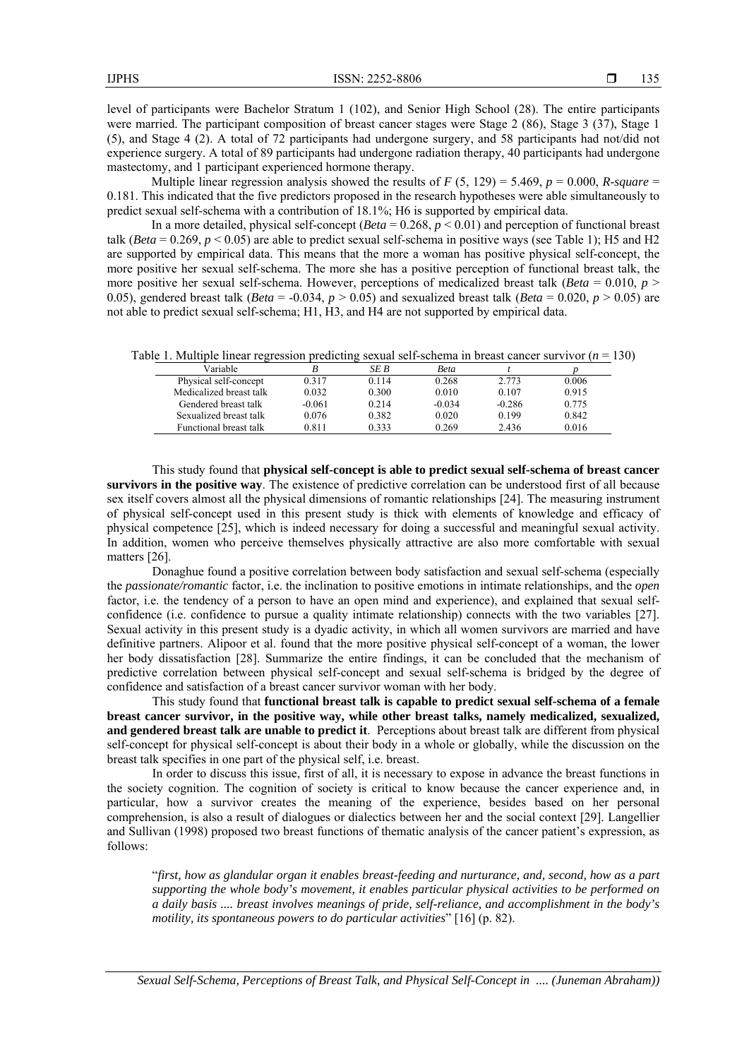level of participants were Bachelor Stratum 1 (102), and Senior High School (28). The entire participants were married. The participant composition of breast cancer stages were Stage 2 (86), Stage 3 (37), Stage 1 (5), and Stage 4 (2). A total of 72 participants had undergone surgery, and 58 participants had not/did not experience surgery. A total of 89 participants had undergone radiation therapy, 40 participants had undergone mastectomy, and 1 participant experienced hormone therapy.

Multiple linear regression analysis showed the results of $F$ (5, 129) = 5.469, $p$ = 0.000, *R-square* = 0.181. This indicated that the five predictors proposed in the research hypotheses were able simultaneously to predict sexual self-schema with a contribution of 18.1%; H6 is supported by empirical data.

In a more detailed, physical self-concept (*Beta* = 0.268, $p < 0.01$) and perception of functional breast talk (*Beta* = 0.269, $p < 0.05$) are able to predict sexual self-schema in positive ways (see Table 1); H5 and H2 are supported by empirical data. This means that the more a woman has positive physical self-concept, the more positive her sexual self-schema. The more she has a positive perception of functional breast talk, the more positive her sexual self-schema. However, perceptions of medicalized breast talk (*Beta* = 0.010, $p > 0.05$), gendered breast talk (*Beta* = -0.034, $p > 0.05$) and sexualized breast talk (*Beta* = 0.020, $p > 0.05$) are not able to predict sexual self-schema; H1, H3, and H4 are not supported by empirical data.

Table 1. Multiple linear regression predicting sexual self-schema in breast cancer survivor ($n$ = 130)

| Variable | *B* | *SE B* | *Beta* | *t* | *p* |
|---|---|---|---|---|---|
| Physical self-concept | 0.317 | 0.114 | 0.268 | 2.773 | 0.006 |
| Medicalized breast talk | 0.032 | 0.300 | 0.010 | 0.107 | 0.915 |
| Gendered breast talk | -0.061 | 0.214 | -0.034 | -0.286 | 0.775 |
| Sexualized breast talk | 0.076 | 0.382 | 0.020 | 0.199 | 0.842 |
| Functional breast talk | 0.811 | 0.333 | 0.269 | 2.436 | 0.016 |

This study found that **physical self-concept is able to predict sexual self-schema of breast cancer survivors in the positive way**. The existence of predictive correlation can be understood first of all because sex itself covers almost all the physical dimensions of romantic relationships [24]. The measuring instrument of physical self-concept used in this present study is thick with elements of knowledge and efficacy of physical competence [25], which is indeed necessary for doing a successful and meaningful sexual activity. In addition, women who perceive themselves physically attractive are also more comfortable with sexual matters [26].

Donaghue found a positive correlation between body satisfaction and sexual self-schema (especially the *passionate/romantic* factor, i.e. the inclination to positive emotions in intimate relationships, and the *open* factor, i.e. the tendency of a person to have an open mind and experience), and explained that sexual self-confidence (i.e. confidence to pursue a quality intimate relationship) connects with the two variables [27]. Sexual activity in this present study is a dyadic activity, in which all women survivors are married and have definitive partners. Alipoor et al. found that the more positive physical self-concept of a woman, the lower her body dissatisfaction [28]. Summarize the entire findings, it can be concluded that the mechanism of predictive correlation between physical self-concept and sexual self-schema is bridged by the degree of confidence and satisfaction of a breast cancer survivor woman with her body.

This study found that **functional breast talk is capable to predict sexual self-schema of a female breast cancer survivor, in the positive way, while other breast talks, namely medicalized, sexualized, and gendered breast talk are unable to predict it**. Perceptions about breast talk are different from physical self-concept for physical self-concept is about their body in a whole or globally, while the discussion on the breast talk specifies in one part of the physical self, i.e. breast.

In order to discuss this issue, first of all, it is necessary to expose in advance the breast functions in the society cognition. The cognition of society is critical to know because the cancer experience and, in particular, how a survivor creates the meaning of the experience, besides based on her personal comprehension, is also a result of dialogues or dialectics between her and the social context [29]. Langellier and Sullivan (1998) proposed two breast functions of thematic analysis of the cancer patient's expression, as follows:

> "*first, how as glandular organ it enables breast-feeding and nurturance, and, second, how as a part supporting the whole body's movement, it enables particular physical activities to be performed on a daily basis .... breast involves meanings of pride, self-reliance, and accomplishment in the body's motility, its spontaneous powers to do particular activities*" [16] (p. 82).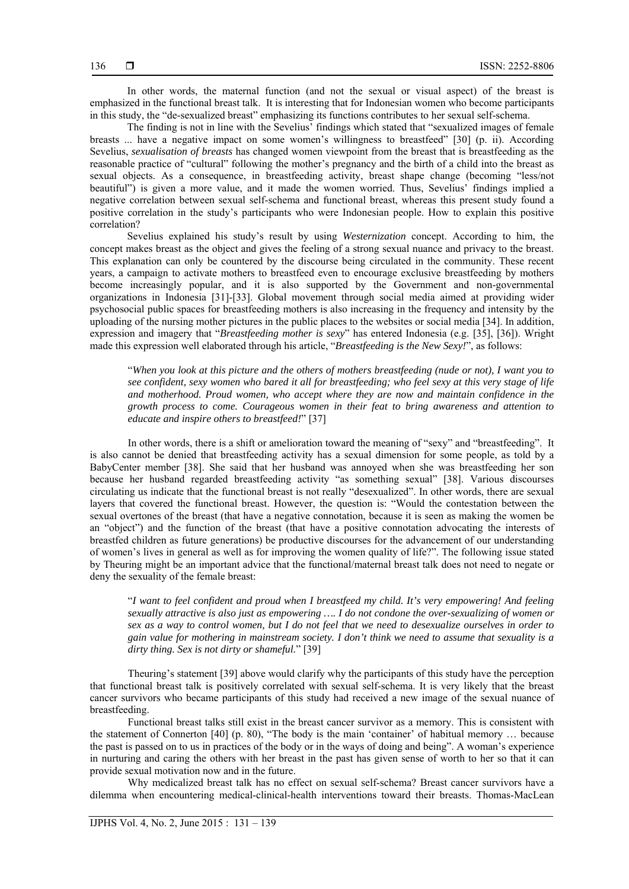In other words, the maternal function (and not the sexual or visual aspect) of the breast is emphasized in the functional breast talk. It is interesting that for Indonesian women who become participants in this study, the "de-sexualized breast" emphasizing its functions contributes to her sexual self-schema.

The finding is not in line with the Sevelius' findings which stated that "sexualized images of female breasts ... have a negative impact on some women's willingness to breastfeed" [30] (p. ii). According Sevelius, *sexualisation of breasts* has changed women viewpoint from the breast that is breastfeeding as the reasonable practice of "cultural" following the mother's pregnancy and the birth of a child into the breast as sexual objects. As a consequence, in breastfeeding activity, breast shape change (becoming "less/not beautiful") is given a more value, and it made the women worried. Thus, Sevelius' findings implied a negative correlation between sexual self-schema and functional breast, whereas this present study found a positive correlation in the study's participants who were Indonesian people. How to explain this positive correlation?

Sevelius explained his study's result by using *Westernization* concept. According to him, the concept makes breast as the object and gives the feeling of a strong sexual nuance and privacy to the breast. This explanation can only be countered by the discourse being circulated in the community. These recent years, a campaign to activate mothers to breastfeed even to encourage exclusive breastfeeding by mothers become increasingly popular, and it is also supported by the Government and non-governmental organizations in Indonesia [31]-[33]. Global movement through social media aimed at providing wider psychosocial public spaces for breastfeeding mothers is also increasing in the frequency and intensity by the uploading of the nursing mother pictures in the public places to the websites or social media [34]. In addition, expression and imagery that "*Breastfeeding mother is sexy*" has entered Indonesia (e.g. [35], [36]). Wright made this expression well elaborated through his article, "*Breastfeeding is the New Sexy!*", as follows:

> "*When you look at this picture and the others of mothers breastfeeding (nude or not), I want you to see confident, sexy women who bared it all for breastfeeding; who feel sexy at this very stage of life and motherhood. Proud women, who accept where they are now and maintain confidence in the growth process to come. Courageous women in their feat to bring awareness and attention to educate and inspire others to breastfeed!*" [37]

In other words, there is a shift or amelioration toward the meaning of "sexy" and "breastfeeding". It is also cannot be denied that breastfeeding activity has a sexual dimension for some people, as told by a BabyCenter member [38]. She said that her husband was annoyed when she was breastfeeding her son because her husband regarded breastfeeding activity "as something sexual" [38]. Various discourses circulating us indicate that the functional breast is not really "desexualized". In other words, there are sexual layers that covered the functional breast. However, the question is: "Would the contestation between the sexual overtones of the breast (that have a negative connotation, because it is seen as making the women be an "object") and the function of the breast (that have a positive connotation advocating the interests of breastfed children as future generations) be productive discourses for the advancement of our understanding of women's lives in general as well as for improving the women quality of life?". The following issue stated by Theuring might be an important advice that the functional/maternal breast talk does not need to negate or deny the sexuality of the female breast:

> "*I want to feel confident and proud when I breastfeed my child. It's very empowering! And feeling sexually attractive is also just as empowering …. I do not condone the over-sexualizing of women or sex as a way to control women, but I do not feel that we need to desexualize ourselves in order to gain value for mothering in mainstream society. I don't think we need to assume that sexuality is a dirty thing. Sex is not dirty or shameful.*" [39]

Theuring's statement [39] above would clarify why the participants of this study have the perception that functional breast talk is positively correlated with sexual self-schema. It is very likely that the breast cancer survivors who became participants of this study had received a new image of the sexual nuance of breastfeeding.

Functional breast talks still exist in the breast cancer survivor as a memory. This is consistent with the statement of Connerton [40] (p. 80), "The body is the main 'container' of habitual memory … because the past is passed on to us in practices of the body or in the ways of doing and being". A woman's experience in nurturing and caring the others with her breast in the past has given sense of worth to her so that it can provide sexual motivation now and in the future.

Why medicalized breast talk has no effect on sexual self-schema? Breast cancer survivors have a dilemma when encountering medical-clinical-health interventions toward their breasts. Thomas-MacLean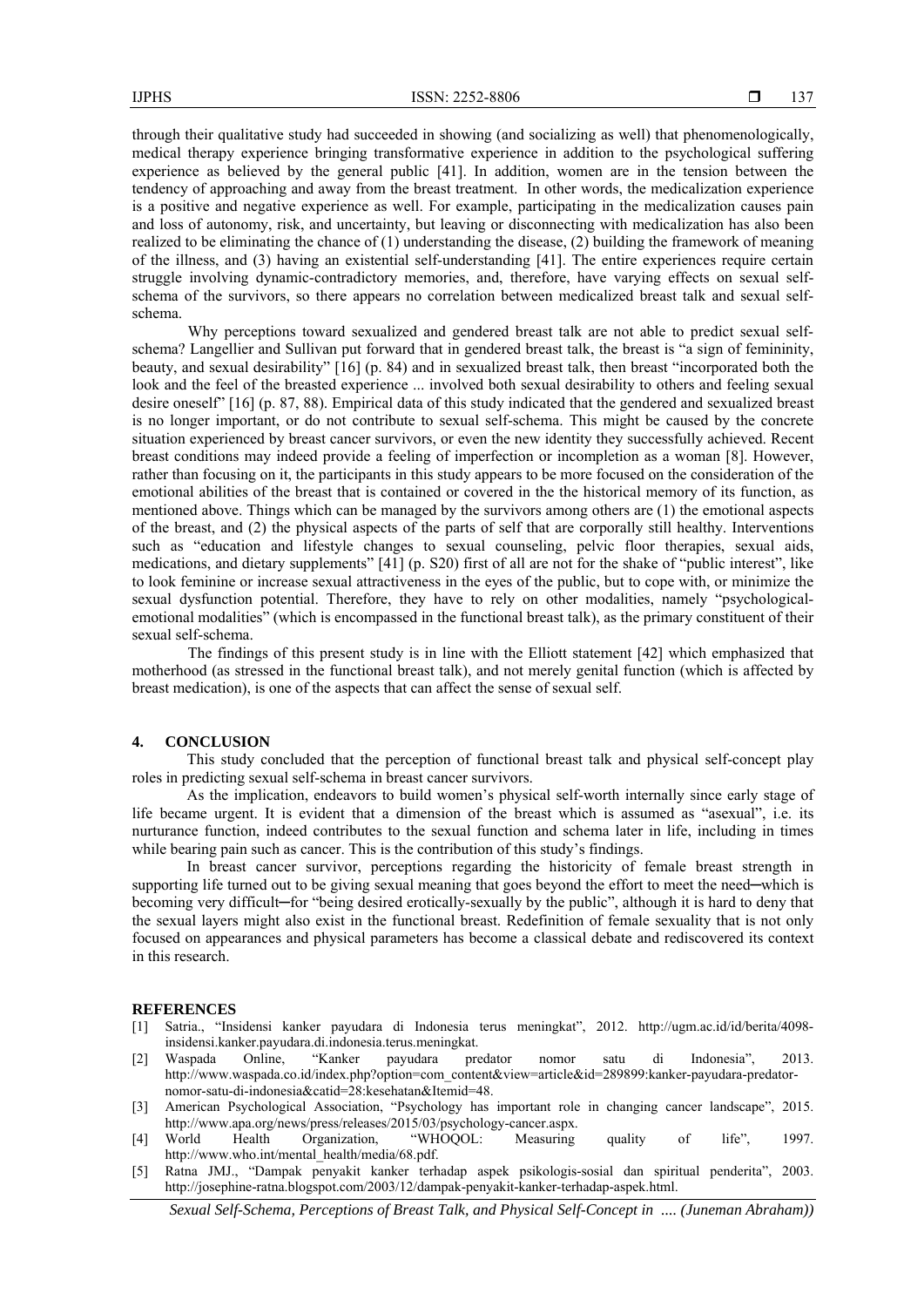through their qualitative study had succeeded in showing (and socializing as well) that phenomenologically, medical therapy experience bringing transformative experience in addition to the psychological suffering experience as believed by the general public [41]. In addition, women are in the tension between the tendency of approaching and away from the breast treatment. In other words, the medicalization experience is a positive and negative experience as well. For example, participating in the medicalization causes pain and loss of autonomy, risk, and uncertainty, but leaving or disconnecting with medicalization has also been realized to be eliminating the chance of (1) understanding the disease, (2) building the framework of meaning of the illness, and (3) having an existential self-understanding [41]. The entire experiences require certain struggle involving dynamic-contradictory memories, and, therefore, have varying effects on sexual self-schema of the survivors, so there appears no correlation between medicalized breast talk and sexual self-schema.

Why perceptions toward sexualized and gendered breast talk are not able to predict sexual self-schema? Langellier and Sullivan put forward that in gendered breast talk, the breast is "a sign of femininity, beauty, and sexual desirability" [16] (p. 84) and in sexualized breast talk, then breast "incorporated both the look and the feel of the breasted experience ... involved both sexual desirability to others and feeling sexual desire oneself" [16] (p. 87, 88). Empirical data of this study indicated that the gendered and sexualized breast is no longer important, or do not contribute to sexual self-schema. This might be caused by the concrete situation experienced by breast cancer survivors, or even the new identity they successfully achieved. Recent breast conditions may indeed provide a feeling of imperfection or incompletion as a woman [8]. However, rather than focusing on it, the participants in this study appears to be more focused on the consideration of the emotional abilities of the breast that is contained or covered in the the historical memory of its function, as mentioned above. Things which can be managed by the survivors among others are (1) the emotional aspects of the breast, and (2) the physical aspects of the parts of self that are corporally still healthy. Interventions such as "education and lifestyle changes to sexual counseling, pelvic floor therapies, sexual aids, medications, and dietary supplements" [41] (p. S20) first of all are not for the shake of "public interest", like to look feminine or increase sexual attractiveness in the eyes of the public, but to cope with, or minimize the sexual dysfunction potential. Therefore, they have to rely on other modalities, namely "psychological-emotional modalities" (which is encompassed in the functional breast talk), as the primary constituent of their sexual self-schema.

The findings of this present study is in line with the Elliott statement [42] which emphasized that motherhood (as stressed in the functional breast talk), and not merely genital function (which is affected by breast medication), is one of the aspects that can affect the sense of sexual self.

## 4. CONCLUSION

This study concluded that the perception of functional breast talk and physical self-concept play roles in predicting sexual self-schema in breast cancer survivors.

As the implication, endeavors to build women's physical self-worth internally since early stage of life became urgent. It is evident that a dimension of the breast which is assumed as "asexual", i.e. its nurturance function, indeed contributes to the sexual function and schema later in life, including in times while bearing pain such as cancer. This is the contribution of this study's findings.

In breast cancer survivor, perceptions regarding the historicity of female breast strength in supporting life turned out to be giving sexual meaning that goes beyond the effort to meet the need─which is becoming very difficult─for "being desired erotically-sexually by the public", although it is hard to deny that the sexual layers might also exist in the functional breast. Redefinition of female sexuality that is not only focused on appearances and physical parameters has become a classical debate and rediscovered its context in this research.

## REFERENCES

[1] Satria., "Insidensi kanker payudara di Indonesia terus meningkat", 2012. http://ugm.ac.id/id/berita/4098-insidensi.kanker.payudara.di.indonesia.terus.meningkat.
[2] Waspada Online, "Kanker payudara predator nomor satu di Indonesia", 2013. http://www.waspada.co.id/index.php?option=com_content&view=article&id=289899:kanker-payudara-predator-nomor-satu-di-indonesia&catid=28:kesehatan&Itemid=48.
[3] American Psychological Association, "Psychology has important role in changing cancer landscape", 2015. http://www.apa.org/news/press/releases/2015/03/psychology-cancer.aspx.
[4] World Health Organization, "WHOQOL: Measuring quality of life", 1997. http://www.who.int/mental_health/media/68.pdf.
[5] Ratna JMJ., "Dampak penyakit kanker terhadap aspek psikologis-sosial dan spiritual penderita", 2003. http://josephine-ratna.blogspot.com/2003/12/dampak-penyakit-kanker-terhadap-aspek.html.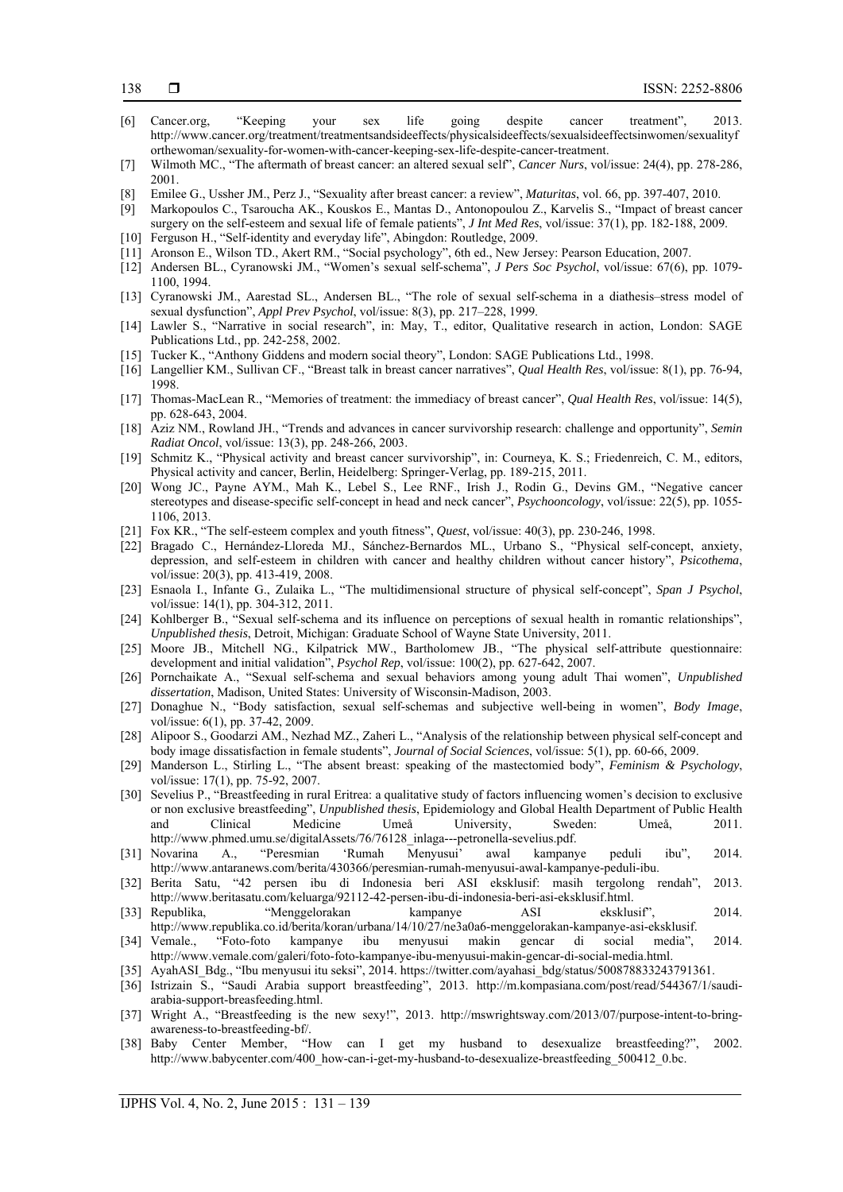[6] Cancer.org, "Keeping your sex life going despite cancer treatment", 2013. http://www.cancer.org/treatment/treatmentsandsideeffects/physicalsideeffects/sexualsideeffectsinwomen/sexualityforthewoman/sexuality-for-women-with-cancer-keeping-sex-life-despite-cancer-treatment.

[7] Wilmoth MC., "The aftermath of breast cancer: an altered sexual self", *Cancer Nurs*, vol/issue: 24(4), pp. 278-286, 2001.

[8] Emilee G., Ussher JM., Perz J., "Sexuality after breast cancer: a review", *Maturitas*, vol. 66, pp. 397-407, 2010.

[9] Markopoulos C., Tsaroucha AK., Kouskos E., Mantas D., Antonopoulou Z., Karvelis S., "Impact of breast cancer surgery on the self-esteem and sexual life of female patients", *J Int Med Res*, vol/issue: 37(1), pp. 182-188, 2009.

[10] Ferguson H., "Self-identity and everyday life", Abingdon: Routledge, 2009.

[11] Aronson E., Wilson TD., Akert RM., "Social psychology", 6th ed., New Jersey: Pearson Education, 2007.

[12] Andersen BL., Cyranowski JM., "Women's sexual self-schema", *J Pers Soc Psychol*, vol/issue: 67(6), pp. 1079-1100, 1994.

[13] Cyranowski JM., Aarestad SL., Andersen BL., "The role of sexual self-schema in a diathesis–stress model of sexual dysfunction", *Appl Prev Psychol*, vol/issue: 8(3), pp. 217–228, 1999.

[14] Lawler S., "Narrative in social research", in: May, T., editor, Qualitative research in action, London: SAGE Publications Ltd., pp. 242-258, 2002.

[15] Tucker K., "Anthony Giddens and modern social theory", London: SAGE Publications Ltd., 1998.

[16] Langellier KM., Sullivan CF., "Breast talk in breast cancer narratives", *Qual Health Res*, vol/issue: 8(1), pp. 76-94, 1998.

[17] Thomas-MacLean R., "Memories of treatment: the immediacy of breast cancer", *Qual Health Res*, vol/issue: 14(5), pp. 628-643, 2004.

[18] Aziz NM., Rowland JH., "Trends and advances in cancer survivorship research: challenge and opportunity", *Semin Radiat Oncol*, vol/issue: 13(3), pp. 248-266, 2003.

[19] Schmitz K., "Physical activity and breast cancer survivorship", in: Courneya, K. S.; Friedenreich, C. M., editors, Physical activity and cancer, Berlin, Heidelberg: Springer-Verlag, pp. 189-215, 2011.

[20] Wong JC., Payne AYM., Mah K., Lebel S., Lee RNF., Irish J., Rodin G., Devins GM., "Negative cancer stereotypes and disease-specific self-concept in head and neck cancer", *Psychooncology*, vol/issue: 22(5), pp. 1055-1106, 2013.

[21] Fox KR., "The self-esteem complex and youth fitness", *Quest*, vol/issue: 40(3), pp. 230-246, 1998.

[22] Bragado C., Hernández-Lloreda MJ., Sánchez-Bernardos ML., Urbano S., "Physical self-concept, anxiety, depression, and self-esteem in children with cancer and healthy children without cancer history", *Psicothema*, vol/issue: 20(3), pp. 413-419, 2008.

[23] Esnaola I., Infante G., Zulaika L., "The multidimensional structure of physical self-concept", *Span J Psychol*, vol/issue: 14(1), pp. 304-312, 2011.

[24] Kohlberger B., "Sexual self-schema and its influence on perceptions of sexual health in romantic relationships", *Unpublished thesis*, Detroit, Michigan: Graduate School of Wayne State University, 2011.

[25] Moore JB., Mitchell NG., Kilpatrick MW., Bartholomew JB., "The physical self-attribute questionnaire: development and initial validation", *Psychol Rep*, vol/issue: 100(2), pp. 627-642, 2007.

[26] Pornchaikate A., "Sexual self-schema and sexual behaviors among young adult Thai women", *Unpublished dissertation*, Madison, United States: University of Wisconsin-Madison, 2003.

[27] Donaghue N., "Body satisfaction, sexual self-schemas and subjective well-being in women", *Body Image*, vol/issue: 6(1), pp. 37-42, 2009.

[28] Alipoor S., Goodarzi AM., Nezhad MZ., Zaheri L., "Analysis of the relationship between physical self-concept and body image dissatisfaction in female students", *Journal of Social Sciences*, vol/issue: 5(1), pp. 60-66, 2009.

[29] Manderson L., Stirling L., "The absent breast: speaking of the mastectomied body", *Feminism & Psychology*, vol/issue: 17(1), pp. 75-92, 2007.

[30] Sevelius P., "Breastfeeding in rural Eritrea: a qualitative study of factors influencing women's decision to exclusive or non exclusive breastfeeding", *Unpublished thesis*, Epidemiology and Global Health Department of Public Health and Clinical Medicine Umeå University, Sweden: Umeå, 2011. http://www.phmed.umu.se/digitalAssets/76/76128_inlaga---petronella-sevelius.pdf.

[31] Novarina A., "Peresmian 'Rumah Menyusui' awal kampanye peduli ibu", 2014. http://www.antaranews.com/berita/430366/peresmian-rumah-menyusui-awal-kampanye-peduli-ibu.

[32] Berita Satu, "42 persen ibu di Indonesia beri ASI eksklusif: masih tergolong rendah", 2013. http://www.beritasatu.com/keluarga/92112-42-persen-ibu-di-indonesia-beri-asi-eksklusif.html.

[33] Republika, "Menggelorakan kampanye ASI eksklusif", 2014. http://www.republika.co.id/berita/koran/urbana/14/10/27/ne3a0a6-menggelorakan-kampanye-asi-eksklusif.

[34] Vemale., "Foto-foto kampanye ibu menyusui makin gencar di social media", 2014. http://www.vemale.com/galeri/foto-foto-kampanye-ibu-menyusui-makin-gencar-di-social-media.html.

[35] AyahASI_Bdg., "Ibu menyusui itu seksi", 2014. https://twitter.com/ayahasi_bdg/status/500878833243791361.

[36] Istrizain S., "Saudi Arabia support breastfeeding", 2013. http://m.kompasiana.com/post/read/544367/1/saudi-arabia-support-breasfeeding.html.

[37] Wright A., "Breastfeeding is the new sexy!", 2013. http://mswrightsway.com/2013/07/purpose-intent-to-bring-awareness-to-breastfeeding-bf/.

[38] Baby Center Member, "How can I get my husband to desexualize breastfeeding?", 2002. http://www.babycenter.com/400_how-can-i-get-my-husband-to-desexualize-breastfeeding_500412_0.bc.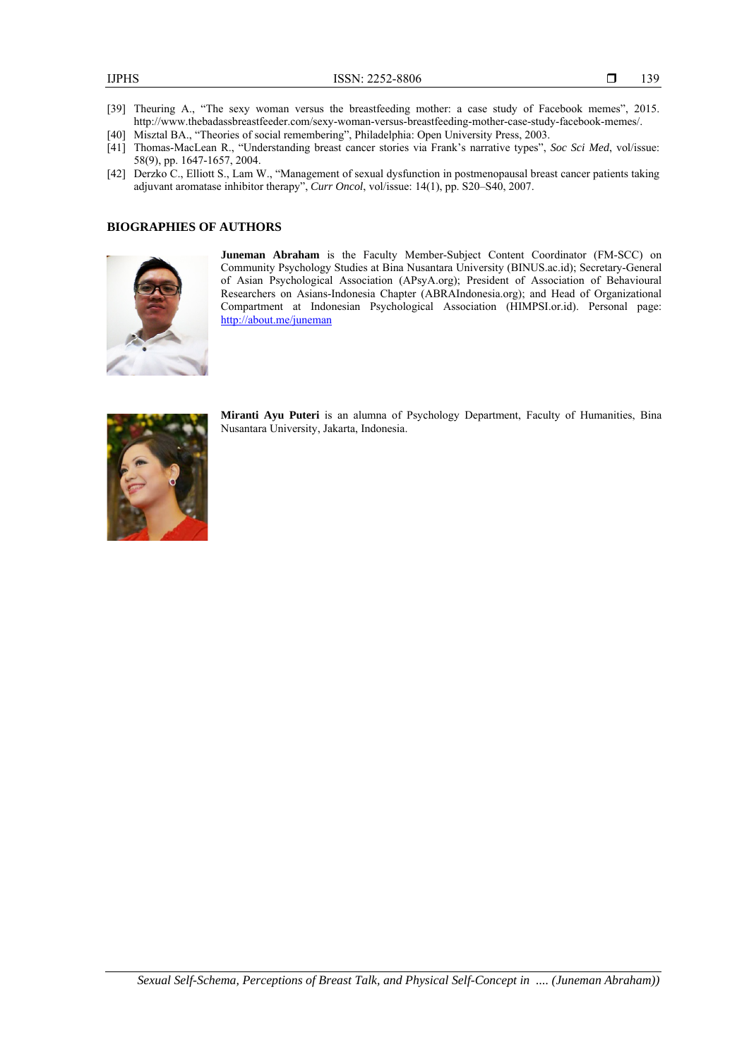[39] Theuring A., "The sexy woman versus the breastfeeding mother: a case study of Facebook memes", 2015. http://www.thebadassbreastfeeder.com/sexy-woman-versus-breastfeeding-mother-case-study-facebook-memes/.

[40] Misztal BA., "Theories of social remembering", Philadelphia: Open University Press, 2003.

[41] Thomas-MacLean R., "Understanding breast cancer stories via Frank's narrative types", *Soc Sci Med*, vol/issue: 58(9), pp. 1647-1657, 2004.

[42] Derzko C., Elliott S., Lam W., "Management of sexual dysfunction in postmenopausal breast cancer patients taking adjuvant aromatase inhibitor therapy", *Curr Oncol*, vol/issue: 14(1), pp. S20–S40, 2007.

## BIOGRAPHIES OF AUTHORS

**Juneman Abraham** is the Faculty Member-Subject Content Coordinator (FM-SCC) on Community Psychology Studies at Bina Nusantara University (BINUS.ac.id); Secretary-General of Asian Psychological Association (APsyA.org); President of Association of Behavioural Researchers on Asians-Indonesia Chapter (ABRAIndonesia.org); and Head of Organizational Compartment at Indonesian Psychological Association (HIMPSI.or.id). Personal page: http://about.me/juneman

**Miranti Ayu Puteri** is an alumna of Psychology Department, Faculty of Humanities, Bina Nusantara University, Jakarta, Indonesia.